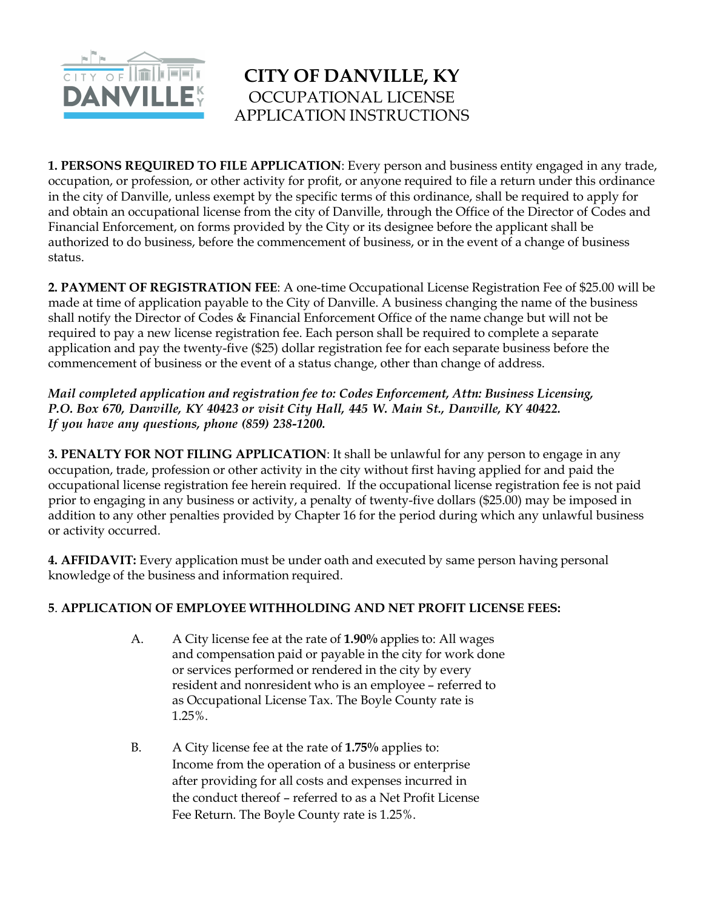# CITY OF DANVILLE, KY

## OCCUPATIONAL LICENSE APPLICATION INSTRUCTIONS

**1. PERSONS REQUIRED TO FILE APPLICATION**: Every person and business entity engaged in any trade, occupation, or profession, or other activity for profit, or anyone required to file a return under this ordinance in the city of Danville, unless exempt by the specific terms of this ordinance, shall be required to apply for and obtain an occupational license from the city of Danville, through the Office of the Director of Codes and Financial Enforcement, on forms provided by the City or its designee before the applicant shall be authorized to do business, before the commencement of business, or in the event of a change of business status.

**2. PAYMENT OF REGISTRATION FEE**: A one-time Occupational License Registration Fee of $25.00 will be made at time of application payable to the City of Danville. A business changing the name of the business shall notify the Director of Codes & Financial Enforcement Office of the name change but will not be required to pay a new license registration fee. Each person shall be required to complete a separate application and pay the twenty-five ($25) dollar registration fee for each separate business before the commencement of business or the event of a status change, other than change of address.

***Mail completed application and registration fee to: Codes Enforcement, Attn: Business Licensing, P.O. Box 670, Danville, KY 40423 or visit City Hall, 445 W. Main St., Danville, KY 40422. If you have any questions, phone (859) 238-1200.***

**3. PENALTY FOR NOT FILING APPLICATION**: It shall be unlawful for any person to engage in any occupation, trade, profession or other activity in the city without first having applied for and paid the occupational license registration fee herein required. If the occupational license registration fee is not paid prior to engaging in any business or activity, a penalty of twenty-five dollars ($25.00) may be imposed in addition to any other penalties provided by Chapter 16 for the period during which any unlawful business or activity occurred.

**4. AFFIDAVIT:** Every application must be under oath and executed by same person having personal knowledge of the business and information required.

**5. APPLICATION OF EMPLOYEE WITHHOLDING AND NET PROFIT LICENSE FEES:**

A. A City license fee at the rate of **1.90%** applies to: All wages and compensation paid or payable in the city for work done or services performed or rendered in the city by every resident and nonresident who is an employee – referred to as Occupational License Tax. The Boyle County rate is 1.25%.

B. A City license fee at the rate of **1.75%** applies to: Income from the operation of a business or enterprise after providing for all costs and expenses incurred in the conduct thereof – referred to as a Net Profit License Fee Return. The Boyle County rate is 1.25%.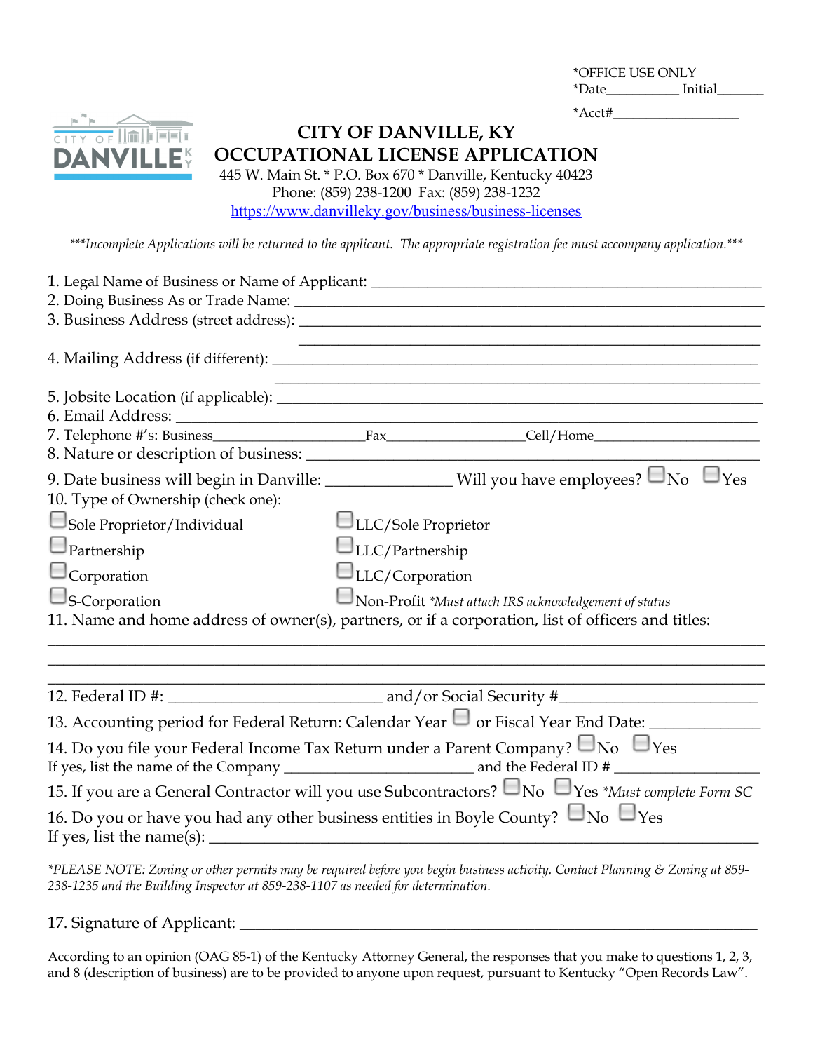\*OFFICE USE ONLY
\*Date__________ Initial_______

\*Acct#___________________

# CITY OF DANVILLE, KY
## OCCUPATIONAL LICENSE APPLICATION

445 W. Main St. * P.O. Box 670 * Danville, Kentucky 40423
Phone: (859) 238-1200 Fax: (859) 238-1232
https://www.danvilleky.gov/business/business-licenses

*\*\*\*Incomplete Applications will be returned to the applicant. The appropriate registration fee must accompany application.\*\*\**

1. Legal Name of Business or Name of Applicant: ______________________________________________
2. Doing Business As or Trade Name: ______________________________________________________
3. Business Address (street address): ______________________________________________________
   ______________________________________________________
4. Mailing Address (if different): ______________________________________________________
   ______________________________________________________
5. Jobsite Location (if applicable): ______________________________________________________
6. Email Address: ______________________________________________________
7. Telephone #'s: Business_____________________Fax___________________Cell/Home______________________
8. Nature or description of business: ______________________________________________________
9. Date business will begin in Danville: _______________ Will you have employees? ☐ No ☐ Yes
10. Type of Ownership (check one):

☐ Sole Proprietor/Individual
☐ Partnership
☐ Corporation
☐ S-Corporation
☐ LLC/Sole Proprietor
☐ LLC/Partnership
☐ LLC/Corporation
☐ Non-Profit *\*Must attach IRS acknowledgement of status*

11. Name and home address of owner(s), partners, or if a corporation, list of officers and titles:

______________________________________________________________________________
______________________________________________________________________________
______________________________________________________________________________

12. Federal ID #: __________________________ and/or Social Security #________________________
13. Accounting period for Federal Return: Calendar Year ☐ or Fiscal Year End Date: _____________
14. Do you file your Federal Income Tax Return under a Parent Company? ☐ No ☐ Yes
    If yes, list the name of the Company ________________________ and the Federal ID # __________________
15. If you are a General Contractor will you use Subcontractors? ☐ No ☐ Yes *\*Must complete Form SC*
16. Do you or have you had any other business entities in Boyle County? ☐ No ☐ Yes
    If yes, list the name(s): ______________________________________________________________

*\*PLEASE NOTE: Zoning or other permits may be required before you begin business activity. Contact Planning & Zoning at 859-238-1235 and the Building Inspector at 859-238-1107 as needed for determination.*

17. Signature of Applicant: ______________________________________________________________

According to an opinion (OAG 85-1) of the Kentucky Attorney General, the responses that you make to questions 1, 2, 3, and 8 (description of business) are to be provided to anyone upon request, pursuant to Kentucky "Open Records Law".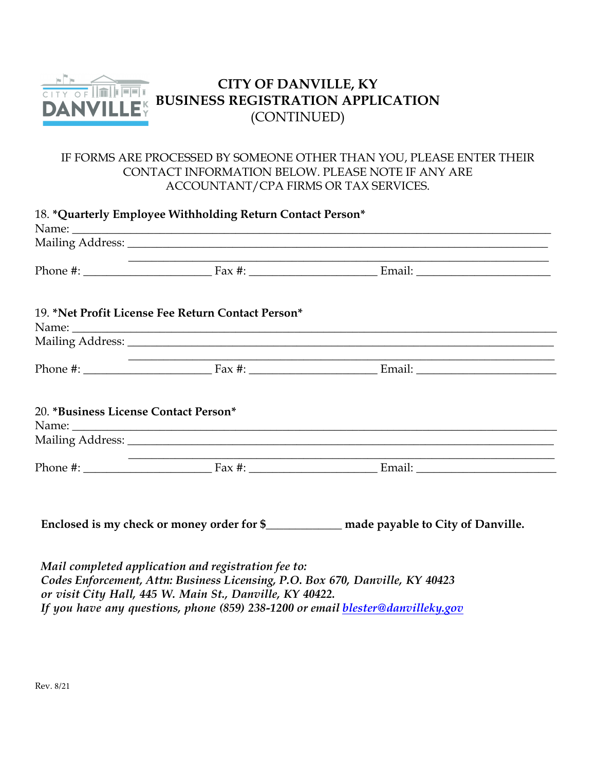# CITY OF DANVILLE, KY
# BUSINESS REGISTRATION APPLICATION
# (CONTINUED)

IF FORMS ARE PROCESSED BY SOMEONE OTHER THAN YOU, PLEASE ENTER THEIR CONTACT INFORMATION BELOW. PLEASE NOTE IF ANY ARE ACCOUNTANT/CPA FIRMS OR TAX SERVICES.

18. ***Quarterly Employee Withholding Return Contact Person***

Name: ______________________________________________________________

Mailing Address: ______________________________________________________

______________________________________________________

Phone #: ____________________ Fax #: ____________________ Email: ____________________

19. ***Net Profit License Fee Return Contact Person***

Name: ______________________________________________________________

Mailing Address: ______________________________________________________

______________________________________________________

Phone #: ____________________ Fax #: ____________________ Email: ____________________

20. ***Business License Contact Person***

Name: ______________________________________________________________

Mailing Address: ______________________________________________________

______________________________________________________

Phone #: ____________________ Fax #: ____________________ Email: ____________________

**Enclosed is my check or money order for $___________ made payable to City of Danville.**

***Mail completed application and registration fee to:***
***Codes Enforcement, Attn: Business Licensing, P.O. Box 670, Danville, KY 40423***
***or visit City Hall, 445 W. Main St., Danville, KY 40422.***
***If you have any questions, phone (859) 238-1200 or email blester@danvilleky.gov***

Rev. 8/21